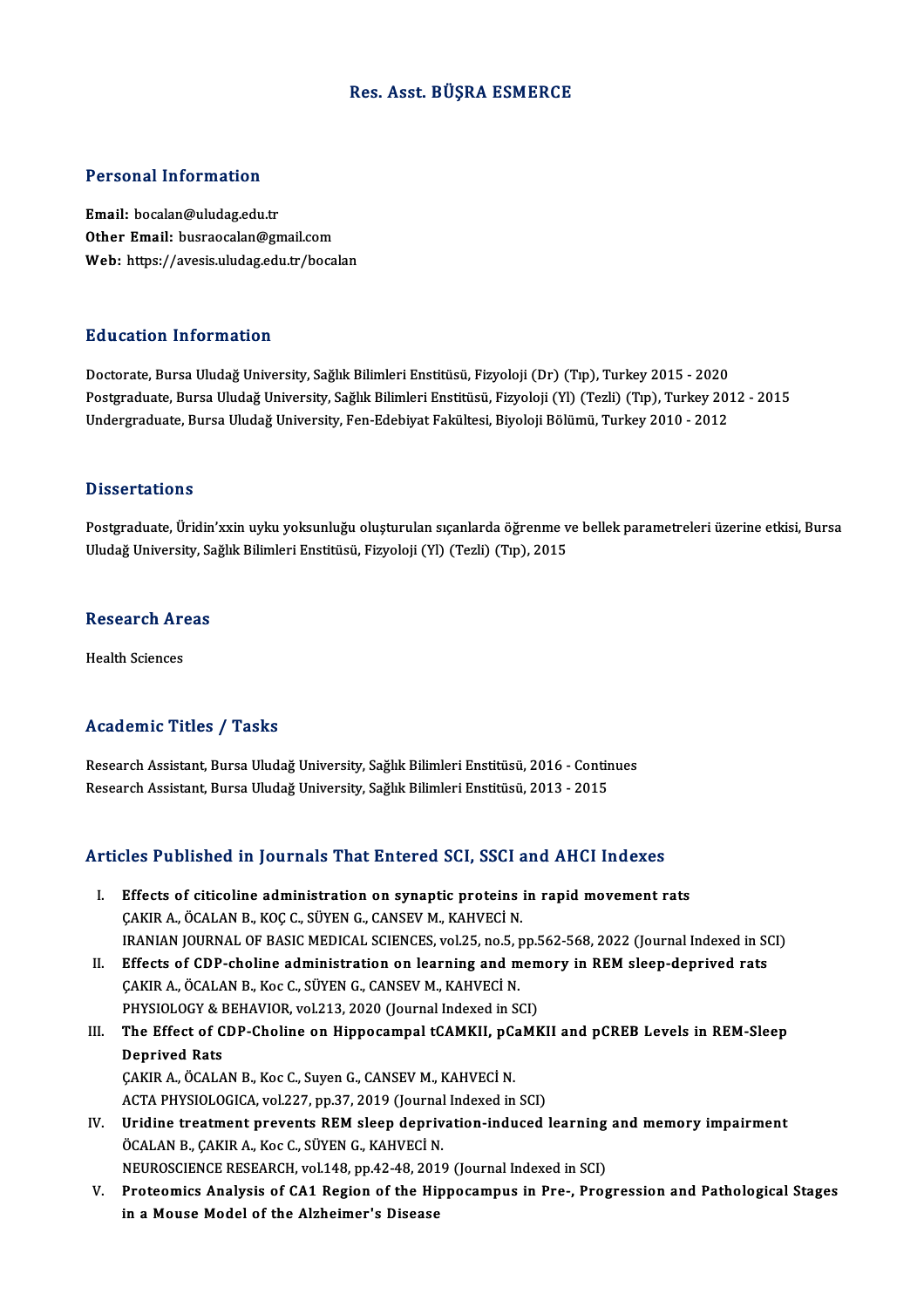# Res. Asst. BÜŞRA ESMERCE

## Personal Information

**Email:** bocalan@uludag.edu.tr
**Other Email:** busraocalan@gmail.com
**Web:** https://avesis.uludag.edu.tr/bocalan

## Education Information

Doctorate, Bursa Uludağ University, Sağlık Bilimleri Enstitüsü, Fizyoloji (Dr) (Tıp), Turkey 2015 - 2020
Postgraduate, Bursa Uludağ University, Sağlık Bilimleri Enstitüsü, Fizyoloji (Yl) (Tezli) (Tıp), Turkey 2012 - 2015
Undergraduate, Bursa Uludağ University, Fen-Edebiyat Fakültesi, Biyoloji Bölümü, Turkey 2010 - 2012

## Dissertations

Postgraduate, Üridin'xxin uyku yoksunluğu oluşturulan sıçanlarda öğrenme ve bellek parametreleri üzerine etkisi, Bursa Uludağ University, Sağlık Bilimleri Enstitüsü, Fizyoloji (Yl) (Tezli) (Tıp), 2015

## Research Areas

Health Sciences

## Academic Titles / Tasks

Research Assistant, Bursa Uludağ University, Sağlık Bilimleri Enstitüsü, 2016 - Continues
Research Assistant, Bursa Uludağ University, Sağlık Bilimleri Enstitüsü, 2013 - 2015

## Articles Published in Journals That Entered SCI, SSCI and AHCI Indexes

I. **Effects of citicoline administration on synaptic proteins in rapid movement rats**
ÇAKIR A., ÖCALAN B., KOÇ C., SÜYEN G., CANSEV M., KAHVECİ N.
IRANIAN JOURNAL OF BASIC MEDICAL SCIENCES, vol.25, no.5, pp.562-568, 2022 (Journal Indexed in SCI)

II. **Effects of CDP-choline administration on learning and memory in REM sleep-deprived rats**
ÇAKIR A., ÖCALAN B., Koc C., SÜYEN G., CANSEV M., KAHVECİ N.
PHYSIOLOGY & BEHAVIOR, vol.213, 2020 (Journal Indexed in SCI)

III. **The Effect of CDP-Choline on Hippocampal tCAMKII, pCaMKII and pCREB Levels in REM-Sleep Deprived Rats**
ÇAKIR A., ÖCALAN B., Koc C., Suyen G., CANSEV M., KAHVECİ N.
ACTA PHYSIOLOGICA, vol.227, pp.37, 2019 (Journal Indexed in SCI)

IV. **Uridine treatment prevents REM sleep deprivation-induced learning and memory impairment**
ÖCALAN B., ÇAKIR A., Koc C., SÜYEN G., KAHVECİ N.
NEUROSCIENCE RESEARCH, vol.148, pp.42-48, 2019 (Journal Indexed in SCI)

V. **Proteomics Analysis of CA1 Region of the Hippocampus in Pre-, Progression and Pathological Stages in a Mouse Model of the Alzheimer's Disease**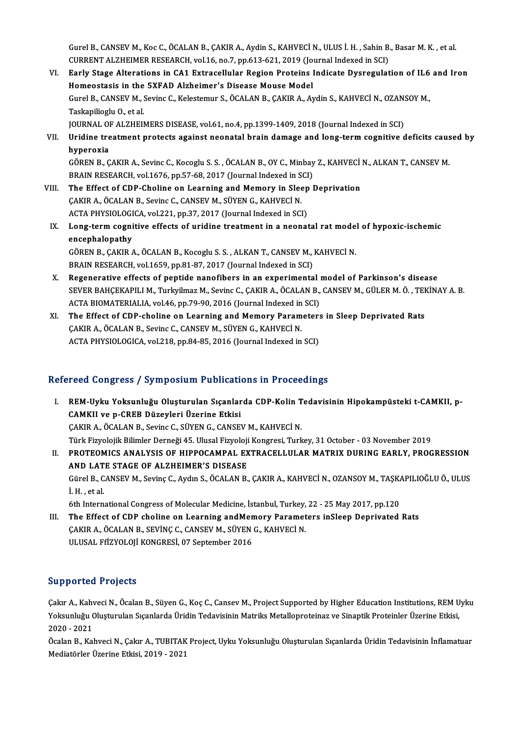Gurel B., CANSEV M., Koc C., ÖCALAN B., ÇAKIR A., Aydin S., KAHVECİ N., ULUS İ. H. , Sahin B., Basar M. K. , et al.
CURRENT ALZHEIMER RESEARCH, vol.16, no.7, pp.613-621, 2019 (Journal Indexed in SCI)

VI. **Early Stage Alterations in CA1 Extracellular Region Proteins Indicate Dysregulation of IL6 and Iron Homeostasis in the 5XFAD Alzheimer's Disease Mouse Model**
Gurel B., CANSEV M., Sevinc C., Kelestemur S., ÖCALAN B., ÇAKIR A., Aydin S., KAHVECİ N., OZANSOY M., Taskapilioglu O., et al.
JOURNAL OF ALZHEIMERS DISEASE, vol.61, no.4, pp.1399-1409, 2018 (Journal Indexed in SCI)

VII. **Uridine treatment protects against neonatal brain damage and long-term cognitive deficits caused by hyperoxia**
GÖREN B., ÇAKIR A., Sevinc C., Kocoglu S. S. , ÖCALAN B., OY C., Minbay Z., KAHVECİ N., ALKAN T., CANSEV M.
BRAIN RESEARCH, vol.1676, pp.57-68, 2017 (Journal Indexed in SCI)

VIII. **The Effect of CDP-Choline on Learning and Memory in Sleep Deprivation**
ÇAKIR A., ÖCALAN B., Sevinc C., CANSEV M., SÜYEN G., KAHVECİ N.
ACTA PHYSIOLOGICA, vol.221, pp.37, 2017 (Journal Indexed in SCI)

IX. **Long-term cognitive effects of uridine treatment in a neonatal rat model of hypoxic-ischemic encephalopathy**
GÖREN B., ÇAKIR A., ÖCALAN B., Kocoglu S. S. , ALKAN T., CANSEV M., KAHVECİ N.
BRAIN RESEARCH, vol.1659, pp.81-87, 2017 (Journal Indexed in SCI)

X. **Regenerative effects of peptide nanofibers in an experimental model of Parkinson's disease**
SEVER BAHÇEKAPILI M., Turkyilmaz M., Sevinc C., ÇAKIR A., ÖCALAN B., CANSEV M., GÜLER M. Ö. , TEKİNAY A. B.
ACTA BIOMATERIALIA, vol.46, pp.79-90, 2016 (Journal Indexed in SCI)

XI. **The Effect of CDP-choline on Learning and Memory Parameters in Sleep Deprivated Rats**
ÇAKIR A., ÖCALAN B., Sevinc C., CANSEV M., SÜYEN G., KAHVECİ N.
ACTA PHYSIOLOGICA, vol.218, pp.84-85, 2016 (Journal Indexed in SCI)

## Refereed Congress / Symposium Publications in Proceedings

I. **REM-Uyku Yoksunluğu Oluşturulan Sıçanlarda CDP-Kolin Tedavisinin Hipokampüsteki t-CAMKII, p-CAMKII ve p-CREB Düzeyleri Üzerine Etkisi**
ÇAKIR A., ÖCALAN B., Sevinc C., SÜYEN G., CANSEV M., KAHVECİ N.
Türk Fizyolojik Bilimler Derneği 45. Ulusal Fizyoloji Kongresi, Turkey, 31 October - 03 November 2019

II. **PROTEOMICS ANALYSIS OF HIPPOCAMPAL EXTRACELLULAR MATRIX DURING EARLY, PROGRESSION AND LATE STAGE OF ALZHEIMER'S DISEASE**
Gürel B., CANSEV M., Sevinç C., Aydın S., ÖCALAN B., ÇAKIR A., KAHVECİ N., OZANSOY M., TAŞKAPILIOĞLU Ö., ULUS İ. H. , et al.
6th International Congress of Molecular Medicine, İstanbul, Turkey, 22 - 25 May 2017, pp.120

III. **The Effect of CDP choline on Learning andMemory Parameters inSleep Deprivated Rats**
ÇAKIR A., ÖCALAN B., SEVİNÇ C., CANSEV M., SÜYEN G., KAHVECİ N.
ULUSAL FfİZYOLOJİ KONGRESİ, 07 September 2016

## Supported Projects

Çakır A., Kahveci N., Öcalan B., Süyen G., Koç C., Cansev M., Project Supported by Higher Education Institutions, REM Uyku Yoksunluğu Oluşturulan Sıçanlarda Üridin Tedavisinin Matriks Metalloproteinaz ve Sinaptik Proteinler Üzerine Etkisi, 2020 - 2021

Öcalan B., Kahveci N., Çakır A., TUBITAK Project, Uyku Yoksunluğu Oluşturulan Sıçanlarda Üridin Tedavisinin İnflamatuar Mediatörler Üzerine Etkisi, 2019 - 2021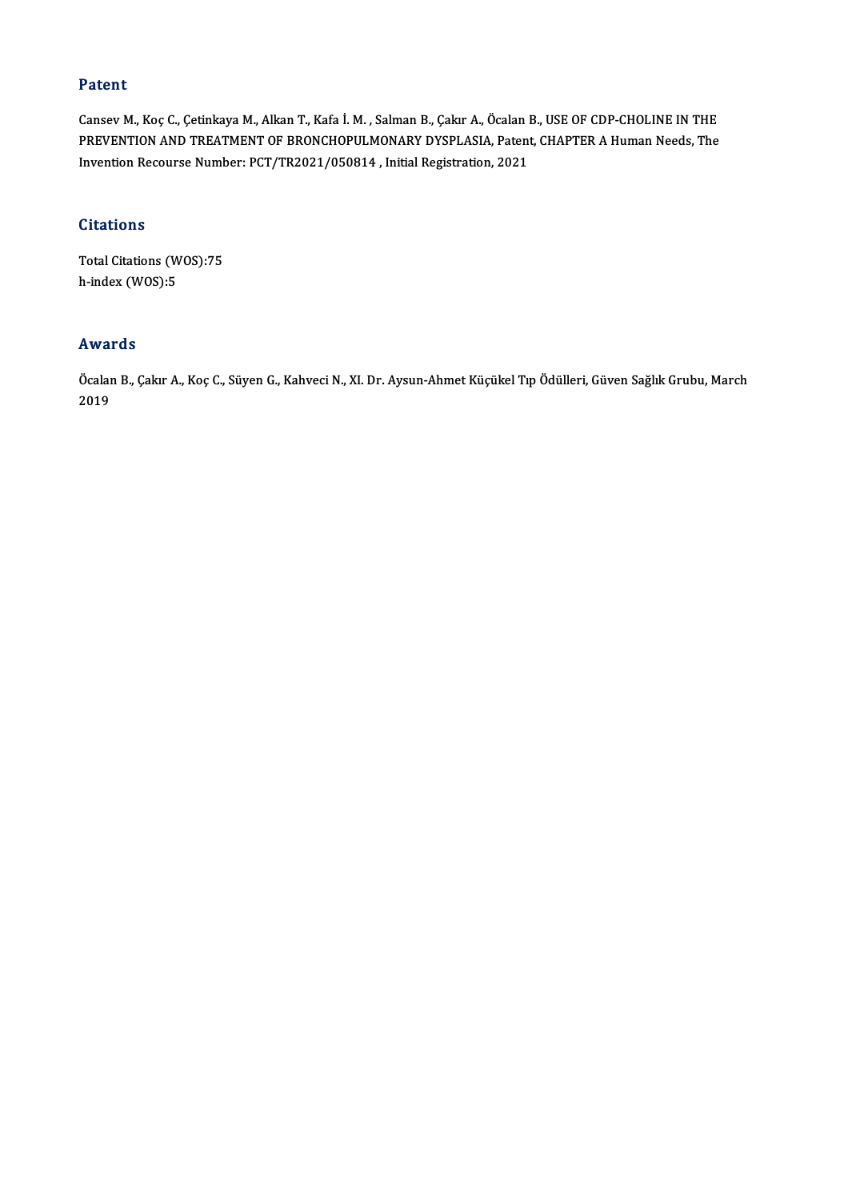## Patent

Cansev M., Koç C., Çetinkaya M., Alkan T., Kafa İ. M. , Salman B., Çakır A., Öcalan B., USE OF CDP-CHOLINE IN THE PREVENTION AND TREATMENT OF BRONCHOPULMONARY DYSPLASIA, Patent, CHAPTER A Human Needs, The Invention Recourse Number: PCT/TR2021/050814 , Initial Registration, 2021

## Citations

Total Citations (WOS):75
h-index (WOS):5

## Awards

Öcalan B., Çakır A., Koç C., Süyen G., Kahveci N., XI. Dr. Aysun-Ahmet Küçükel Tıp Ödülleri, Güven Sağlık Grubu, March 2019